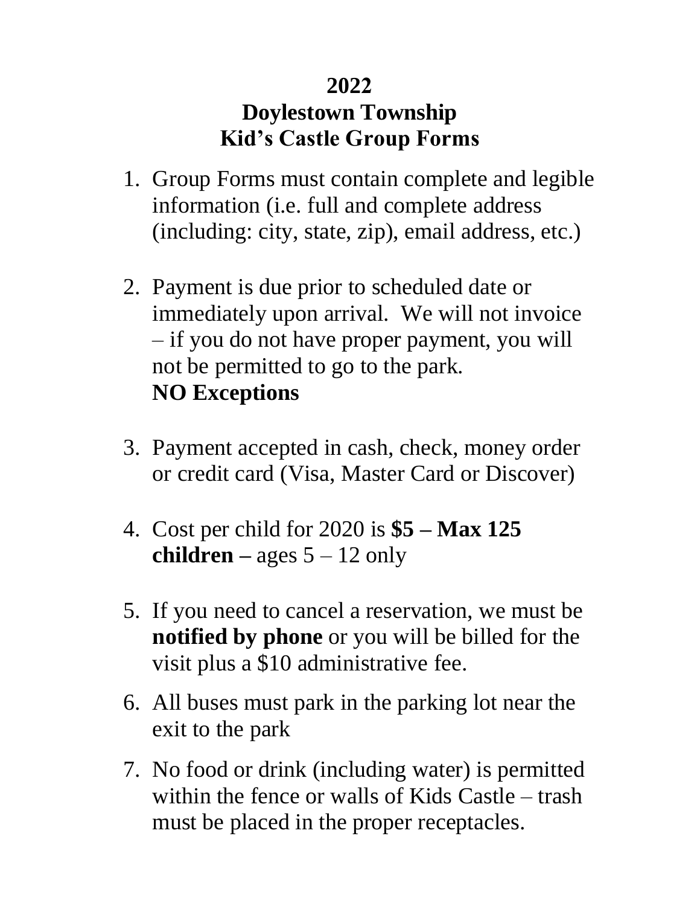# 2022
# Doylestown Township
# Kid's Castle Group Forms

1. Group Forms must contain complete and legible information (i.e. full and complete address (including: city, state, zip), email address, etc.)

2. Payment is due prior to scheduled date or immediately upon arrival. We will not invoice – if you do not have proper payment, you will not be permitted to go to the park.
   **NO Exceptions**

3. Payment accepted in cash, check, money order or credit card (Visa, Master Card or Discover)

4. Cost per child for 2020 is **$5 – Max 125 children –** ages 5 – 12 only

5. If you need to cancel a reservation, we must be **notified by phone** or you will be billed for the visit plus a $10 administrative fee.

6. All buses must park in the parking lot near the exit to the park

7. No food or drink (including water) is permitted within the fence or walls of Kids Castle – trash must be placed in the proper receptacles.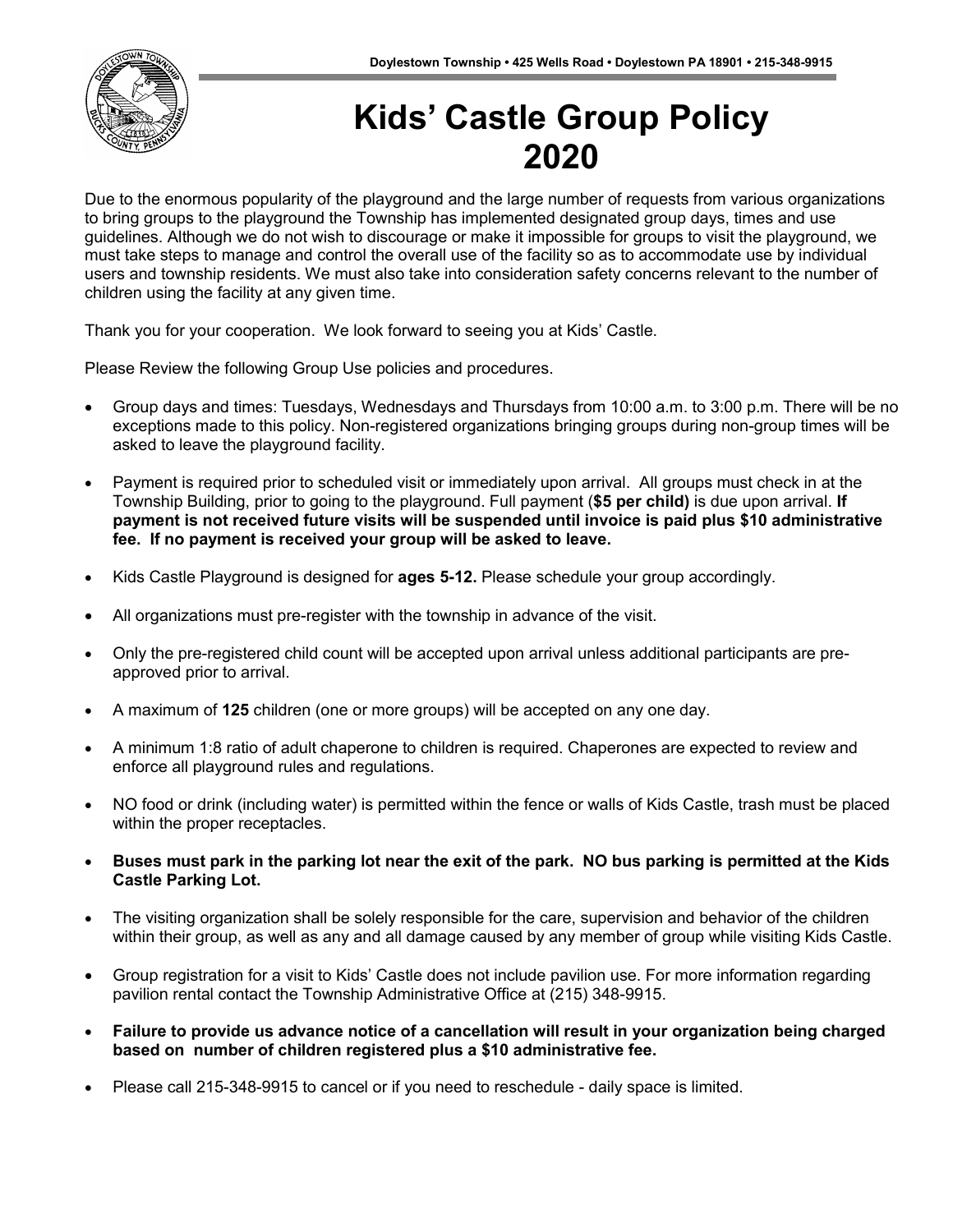# Kids' Castle Group Policy 2020

Due to the enormous popularity of the playground and the large number of requests from various organizations to bring groups to the playground the Township has implemented designated group days, times and use guidelines. Although we do not wish to discourage or make it impossible for groups to visit the playground, we must take steps to manage and control the overall use of the facility so as to accommodate use by individual users and township residents. We must also take into consideration safety concerns relevant to the number of children using the facility at any given time.

Thank you for your cooperation. We look forward to seeing you at Kids' Castle.

Please Review the following Group Use policies and procedures.

- Group days and times: Tuesdays, Wednesdays and Thursdays from 10:00 a.m. to 3:00 p.m. There will be no exceptions made to this policy. Non-registered organizations bringing groups during non-group times will be asked to leave the playground facility.
- Payment is required prior to scheduled visit or immediately upon arrival. All groups must check in at the Township Building, prior to going to the playground. Full payment (**$5 per child)** is due upon arrival. **If payment is not received future visits will be suspended until invoice is paid plus $10 administrative fee. If no payment is received your group will be asked to leave.**
- Kids Castle Playground is designed for **ages 5-12.** Please schedule your group accordingly.
- All organizations must pre-register with the township in advance of the visit.
- Only the pre-registered child count will be accepted upon arrival unless additional participants are pre-approved prior to arrival.
- A maximum of **125** children (one or more groups) will be accepted on any one day.
- A minimum 1:8 ratio of adult chaperone to children is required. Chaperones are expected to review and enforce all playground rules and regulations.
- NO food or drink (including water) is permitted within the fence or walls of Kids Castle, trash must be placed within the proper receptacles.
- **Buses must park in the parking lot near the exit of the park. NO bus parking is permitted at the Kids Castle Parking Lot.**
- The visiting organization shall be solely responsible for the care, supervision and behavior of the children within their group, as well as any and all damage caused by any member of group while visiting Kids Castle.
- Group registration for a visit to Kids' Castle does not include pavilion use. For more information regarding pavilion rental contact the Township Administrative Office at (215) 348-9915.
- **Failure to provide us advance notice of a cancellation will result in your organization being charged based on number of children registered plus a $10 administrative fee.**
- Please call 215-348-9915 to cancel or if you need to reschedule - daily space is limited.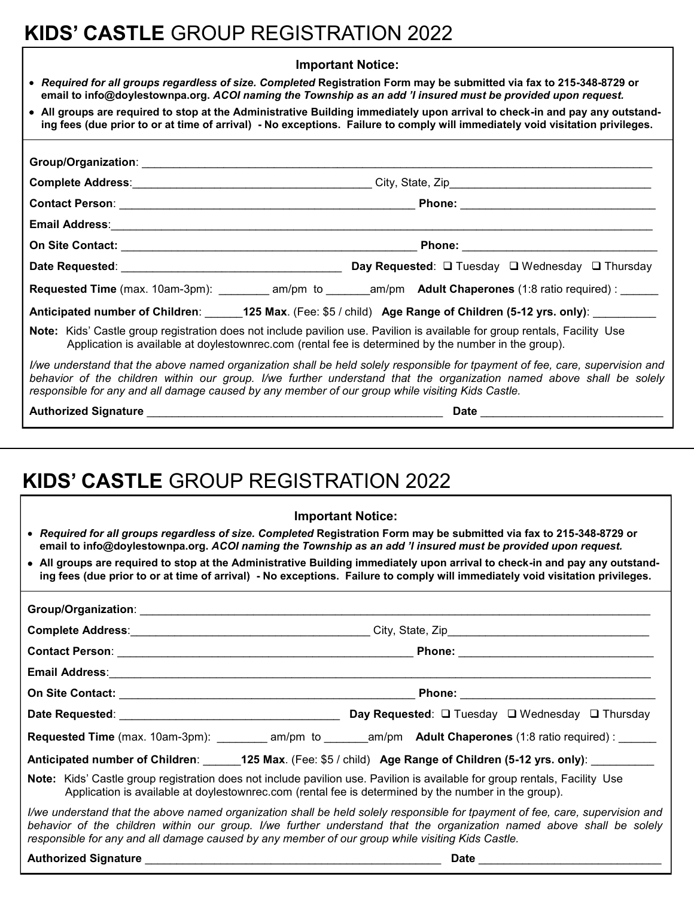# **KIDS' CASTLE** GROUP REGISTRATION 2022

**Important Notice:**

- ***Required for all groups regardless of size. Completed*** **Registration Form may be submitted via fax to 215-348-8729 or email to info@doylestownpa.org.** ***ACOI naming the Township as an add 'l insured must be provided upon request.***
- **All groups are required to stop at the Administrative Building immediately upon arrival to check-in and pay any outstanding fees (due prior to or at time of arrival) - No exceptions. Failure to comply will immediately void visitation privileges.**

**Group/Organization**: ______________________________________________

**Complete Address**:______________________________ City, State, Zip______________________________

**Contact Person**: ______________________________ **Phone:** ______________________________

**Email Address**:______________________________________________

**On Site Contact:** ______________________________ **Phone:** ______________________________

**Date Requested**: ______________________________ **Day Requested**: ❑ Tuesday ❑ Wednesday ❑ Thursday

**Requested Time** (max. 10am-3pm): ________ am/pm to _______am/pm **Adult Chaperones** (1:8 ratio required) : ______

**Anticipated number of Children**: ______**125 Max**. (Fee: $5 / child) **Age Range of Children (5-12 yrs. only)**: __________

**Note:** Kids' Castle group registration does not include pavilion use. Pavilion is available for group rentals, Facility Use Application is available at doylestownrec.com (rental fee is determined by the number in the group).

*I/we understand that the above named organization shall be held solely responsible for tpayment of fee, care, supervision and behavior of the children within our group. I/we further understand that the organization named above shall be solely responsible for any and all damage caused by any member of our group while visiting Kids Castle.*

**Authorized Signature** ______________________________ **Date** ______________________________

---

# **KIDS' CASTLE** GROUP REGISTRATION 2022

**Important Notice:**

- ***Required for all groups regardless of size. Completed*** **Registration Form may be submitted via fax to 215-348-8729 or email to info@doylestownpa.org.** ***ACOI naming the Township as an add 'l insured must be provided upon request.***
- **All groups are required to stop at the Administrative Building immediately upon arrival to check-in and pay any outstanding fees (due prior to or at time of arrival) - No exceptions. Failure to comply will immediately void visitation privileges.**

**Group/Organization**: ______________________________________________

**Complete Address**:______________________________ City, State, Zip______________________________

**Contact Person**: ______________________________ **Phone:** ______________________________

**Email Address**:______________________________________________

**On Site Contact:** ______________________________ **Phone:** ______________________________

**Date Requested**: ______________________________ **Day Requested**: ❑ Tuesday ❑ Wednesday ❑ Thursday

**Requested Time** (max. 10am-3pm): ________ am/pm to _______am/pm **Adult Chaperones** (1:8 ratio required) : ______

**Anticipated number of Children**: ______**125 Max**. (Fee: $5 / child) **Age Range of Children (5-12 yrs. only)**: __________

**Note:** Kids' Castle group registration does not include pavilion use. Pavilion is available for group rentals, Facility Use Application is available at doylestownrec.com (rental fee is determined by the number in the group).

*I/we understand that the above named organization shall be held solely responsible for tpayment of fee, care, supervision and behavior of the children within our group. I/we further understand that the organization named above shall be solely responsible for any and all damage caused by any member of our group while visiting Kids Castle.*

**Authorized Signature** ______________________________ **Date** ______________________________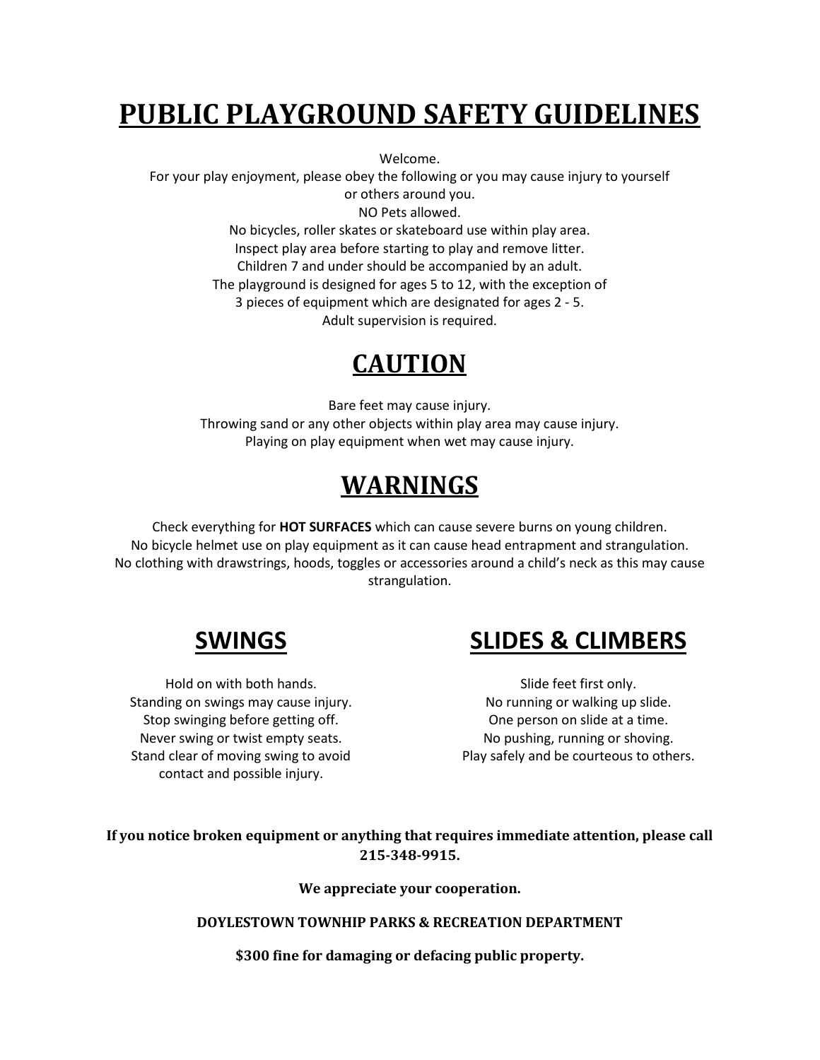# PUBLIC PLAYGROUND SAFETY GUIDELINES

Welcome.
For your play enjoyment, please obey the following or you may cause injury to yourself or others around you.
NO Pets allowed.
No bicycles, roller skates or skateboard use within play area.
Inspect play area before starting to play and remove litter.
Children 7 and under should be accompanied by an adult.
The playground is designed for ages 5 to 12, with the exception of 3 pieces of equipment which are designated for ages 2 - 5.
Adult supervision is required.

## CAUTION

Bare feet may cause injury.
Throwing sand or any other objects within play area may cause injury.
Playing on play equipment when wet may cause injury.

## WARNINGS

Check everything for **HOT SURFACES** which can cause severe burns on young children.
No bicycle helmet use on play equipment as it can cause head entrapment and strangulation.
No clothing with drawstrings, hoods, toggles or accessories around a child's neck as this may cause strangulation.

## SWINGS

Hold on with both hands.
Standing on swings may cause injury.
Stop swinging before getting off.
Never swing or twist empty seats.
Stand clear of moving swing to avoid contact and possible injury.

## SLIDES & CLIMBERS

Slide feet first only.
No running or walking up slide.
One person on slide at a time.
No pushing, running or shoving.
Play safely and be courteous to others.

**If you notice broken equipment or anything that requires immediate attention, please call 215-348-9915.**

**We appreciate your cooperation.**

**DOYLESTOWN TOWNHIP PARKS & RECREATION DEPARTMENT**

**$300 fine for damaging or defacing public property.**